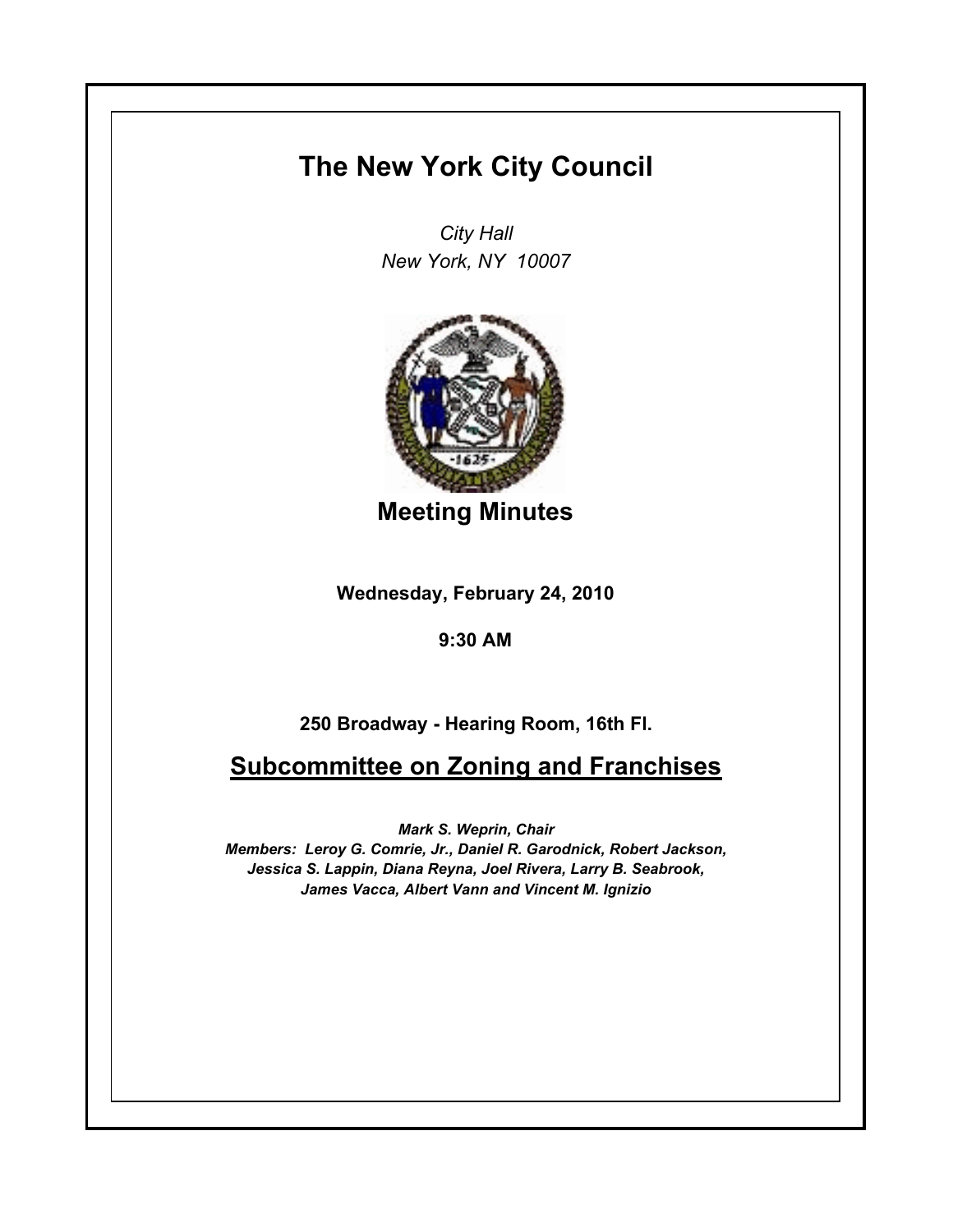# The New York City Council

*City Hall*
*New York, NY 10007*

## Meeting Minutes

**Wednesday, February 24, 2010**

**9:30 AM**

**250 Broadway - Hearing Room, 16th Fl.**

## Subcommittee on Zoning and Franchises

***Mark S. Weprin, Chair***
***Members: Leroy G. Comrie, Jr., Daniel R. Garodnick, Robert Jackson, Jessica S. Lappin, Diana Reyna, Joel Rivera, Larry B. Seabrook, James Vacca, Albert Vann and Vincent M. Ignizio***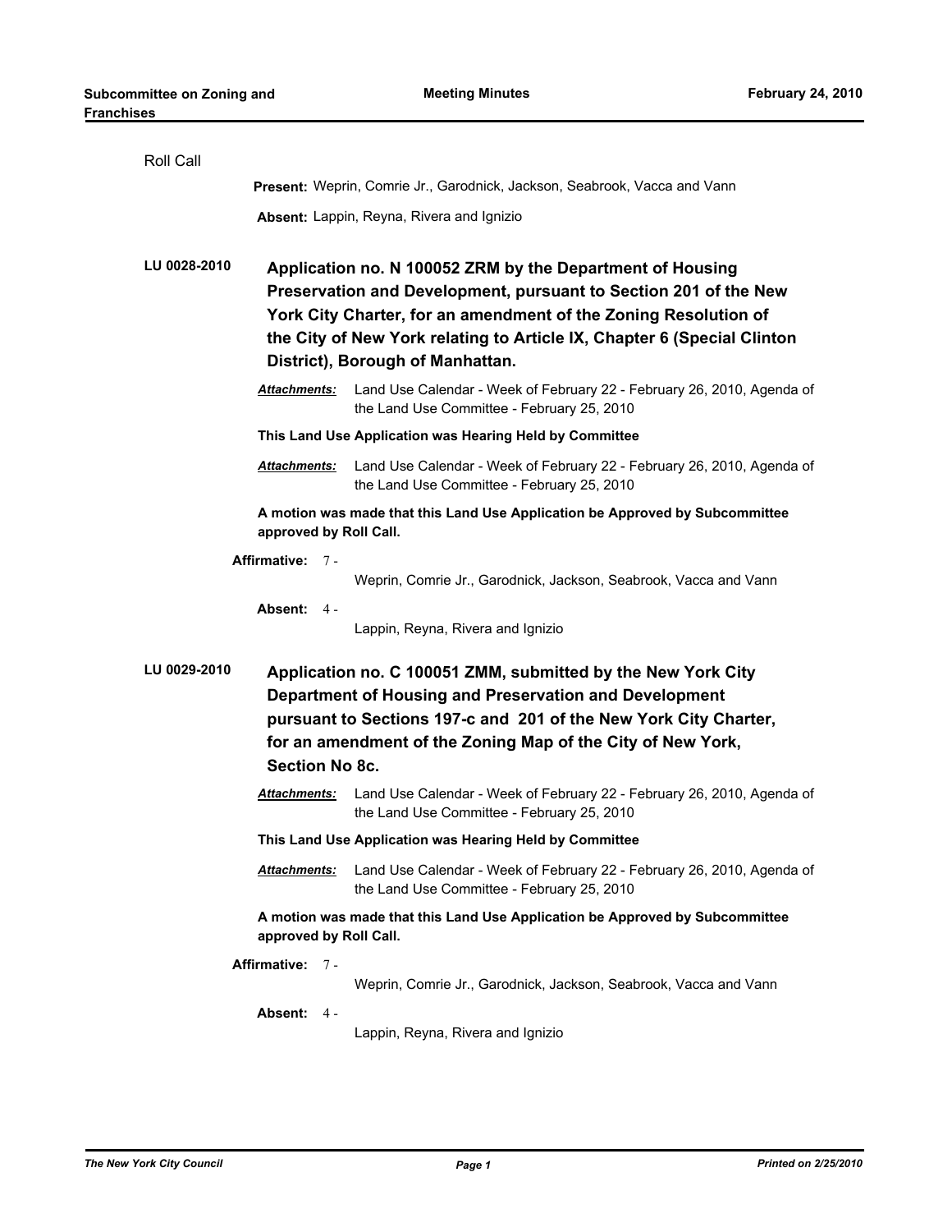Roll Call

**Present:** Weprin, Comrie Jr., Garodnick, Jackson, Seabrook, Vacca and Vann

**Absent:** Lappin, Reyna, Rivera and Ignizio

**LU 0028-2010** **Application no. N 100052 ZRM by the Department of Housing Preservation and Development, pursuant to Section 201 of the New York City Charter, for an amendment of the Zoning Resolution of the City of New York relating to Article IX, Chapter 6 (Special Clinton District), Borough of Manhattan.**

***Attachments:*** Land Use Calendar - Week of February 22 - February 26, 2010, Agenda of the Land Use Committee - February 25, 2010

**This Land Use Application was Hearing Held by Committee**

***Attachments:*** Land Use Calendar - Week of February 22 - February 26, 2010, Agenda of the Land Use Committee - February 25, 2010

**A motion was made that this Land Use Application be Approved by Subcommittee approved by Roll Call.**

**Affirmative:** 7 - Weprin, Comrie Jr., Garodnick, Jackson, Seabrook, Vacca and Vann

**Absent:** 4 - Lappin, Reyna, Rivera and Ignizio

**LU 0029-2010** **Application no. C 100051 ZMM, submitted by the New York City Department of Housing and Preservation and Development pursuant to Sections 197-c and 201 of the New York City Charter, for an amendment of the Zoning Map of the City of New York, Section No 8c.**

***Attachments:*** Land Use Calendar - Week of February 22 - February 26, 2010, Agenda of the Land Use Committee - February 25, 2010

**This Land Use Application was Hearing Held by Committee**

***Attachments:*** Land Use Calendar - Week of February 22 - February 26, 2010, Agenda of the Land Use Committee - February 25, 2010

**A motion was made that this Land Use Application be Approved by Subcommittee approved by Roll Call.**

**Affirmative:** 7 - Weprin, Comrie Jr., Garodnick, Jackson, Seabrook, Vacca and Vann

**Absent:** 4 - Lappin, Reyna, Rivera and Ignizio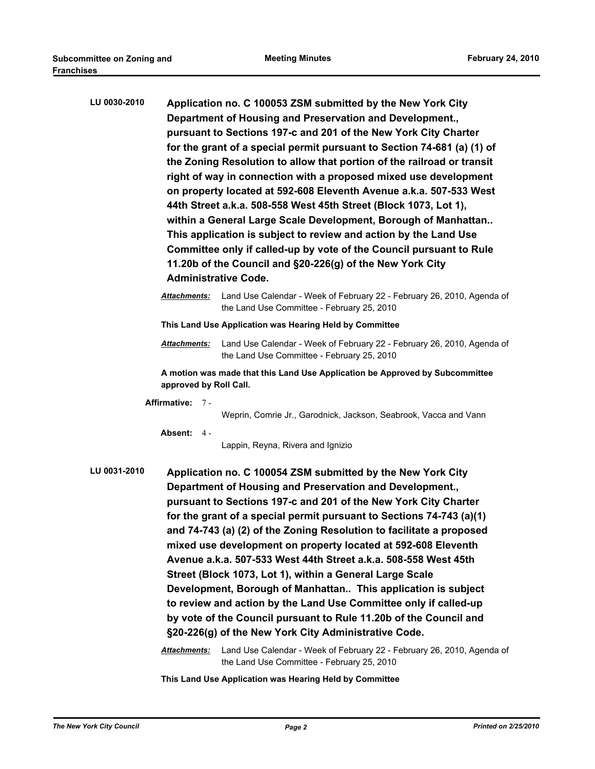**LU 0030-2010** **Application no. C 100053 ZSM submitted by the New York City Department of Housing and Preservation and Development., pursuant to Sections 197-c and 201 of the New York City Charter for the grant of a special permit pursuant to Section 74-681 (a) (1) of the Zoning Resolution to allow that portion of the railroad or transit right of way in connection with a proposed mixed use development on property located at 592-608 Eleventh Avenue a.k.a. 507-533 West 44th Street a.k.a. 508-558 West 45th Street (Block 1073, Lot 1), within a General Large Scale Development, Borough of Manhattan.. This application is subject to review and action by the Land Use Committee only if called-up by vote of the Council pursuant to Rule 11.20b of the Council and §20-226(g) of the New York City Administrative Code.**

***Attachments:*** Land Use Calendar - Week of February 22 - February 26, 2010, Agenda of the Land Use Committee - February 25, 2010

**This Land Use Application was Hearing Held by Committee**

***Attachments:*** Land Use Calendar - Week of February 22 - February 26, 2010, Agenda of the Land Use Committee - February 25, 2010

**A motion was made that this Land Use Application be Approved by Subcommittee approved by Roll Call.**

**Affirmative:** 7 - Weprin, Comrie Jr., Garodnick, Jackson, Seabrook, Vacca and Vann

**Absent:** 4 - Lappin, Reyna, Rivera and Ignizio

**LU 0031-2010** **Application no. C 100054 ZSM submitted by the New York City Department of Housing and Preservation and Development., pursuant to Sections 197-c and 201 of the New York City Charter for the grant of a special permit pursuant to Sections 74-743 (a)(1) and 74-743 (a) (2) of the Zoning Resolution to facilitate a proposed mixed use development on property located at 592-608 Eleventh Avenue a.k.a. 507-533 West 44th Street a.k.a. 508-558 West 45th Street (Block 1073, Lot 1), within a General Large Scale Development, Borough of Manhattan.. This application is subject to review and action by the Land Use Committee only if called-up by vote of the Council pursuant to Rule 11.20b of the Council and §20-226(g) of the New York City Administrative Code.**

***Attachments:*** Land Use Calendar - Week of February 22 - February 26, 2010, Agenda of the Land Use Committee - February 25, 2010

**This Land Use Application was Hearing Held by Committee**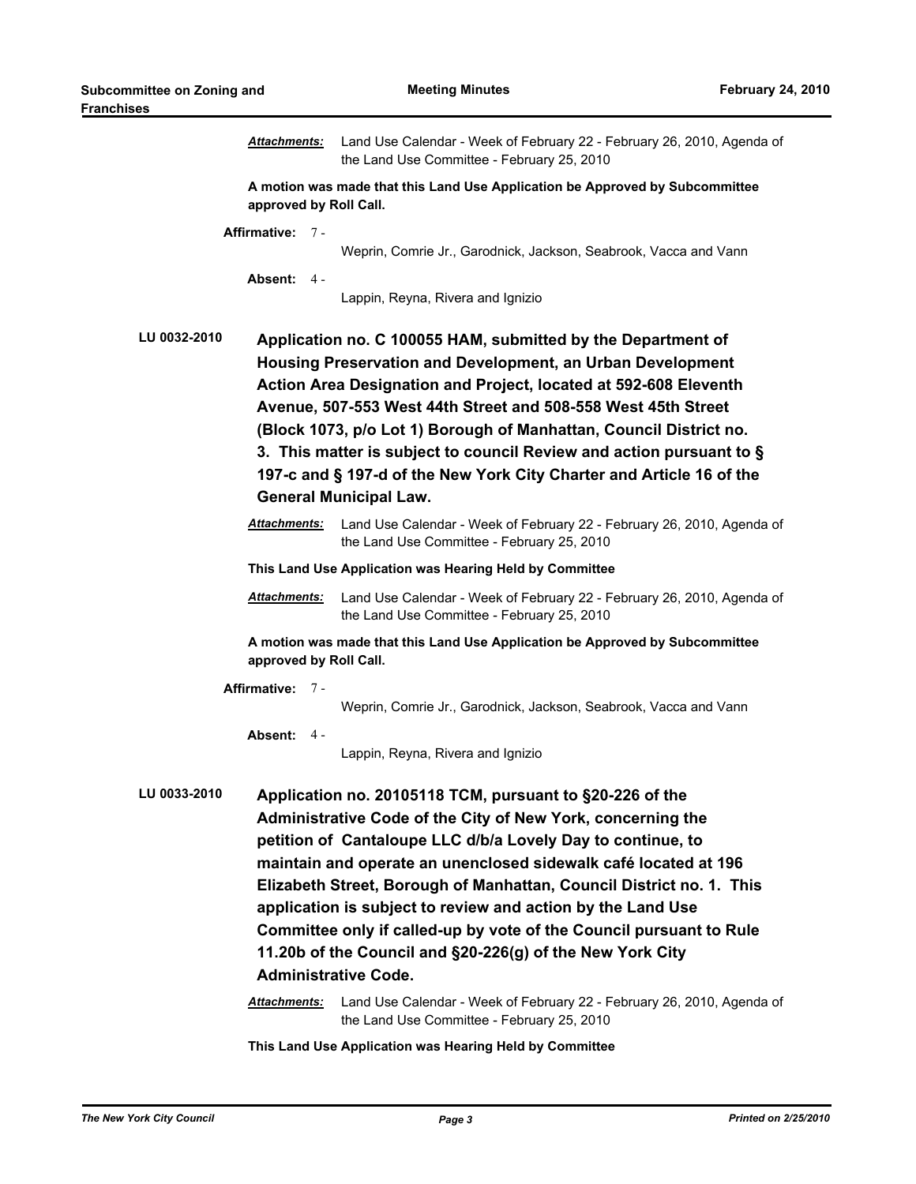***Attachments:*** Land Use Calendar - Week of February 22 - February 26, 2010, Agenda of the Land Use Committee - February 25, 2010

**A motion was made that this Land Use Application be Approved by Subcommittee approved by Roll Call.**

**Affirmative:** 7 - Weprin, Comrie Jr., Garodnick, Jackson, Seabrook, Vacca and Vann

**Absent:** 4 - Lappin, Reyna, Rivera and Ignizio

**LU 0032-2010** **Application no. C 100055 HAM, submitted by the Department of Housing Preservation and Development, an Urban Development Action Area Designation and Project, located at 592-608 Eleventh Avenue, 507-553 West 44th Street and 508-558 West 45th Street (Block 1073, p/o Lot 1) Borough of Manhattan, Council District no. 3. This matter is subject to council Review and action pursuant to § 197-c and § 197-d of the New York City Charter and Article 16 of the General Municipal Law.**

***Attachments:*** Land Use Calendar - Week of February 22 - February 26, 2010, Agenda of the Land Use Committee - February 25, 2010

**This Land Use Application was Hearing Held by Committee**

***Attachments:*** Land Use Calendar - Week of February 22 - February 26, 2010, Agenda of the Land Use Committee - February 25, 2010

**A motion was made that this Land Use Application be Approved by Subcommittee approved by Roll Call.**

**Affirmative:** 7 - Weprin, Comrie Jr., Garodnick, Jackson, Seabrook, Vacca and Vann

**Absent:** 4 - Lappin, Reyna, Rivera and Ignizio

**LU 0033-2010** **Application no. 20105118 TCM, pursuant to §20-226 of the Administrative Code of the City of New York, concerning the petition of Cantaloupe LLC d/b/a Lovely Day to continue, to maintain and operate an unenclosed sidewalk café located at 196 Elizabeth Street, Borough of Manhattan, Council District no. 1. This application is subject to review and action by the Land Use Committee only if called-up by vote of the Council pursuant to Rule 11.20b of the Council and §20-226(g) of the New York City Administrative Code.**

***Attachments:*** Land Use Calendar - Week of February 22 - February 26, 2010, Agenda of the Land Use Committee - February 25, 2010

**This Land Use Application was Hearing Held by Committee**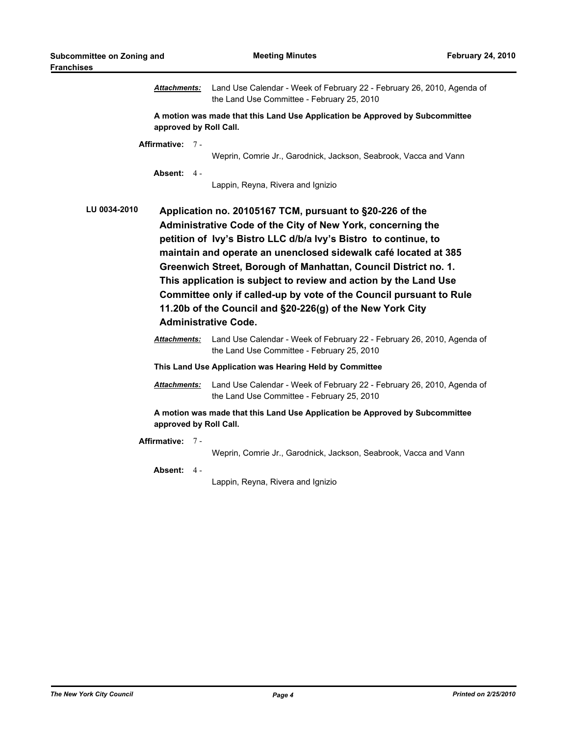***Attachments:*** Land Use Calendar - Week of February 22 - February 26, 2010, Agenda of the Land Use Committee - February 25, 2010

**A motion was made that this Land Use Application be Approved by Subcommittee approved by Roll Call.**

**Affirmative:** 7 - Weprin, Comrie Jr., Garodnick, Jackson, Seabrook, Vacca and Vann

**Absent:** 4 - Lappin, Reyna, Rivera and Ignizio

**LU 0034-2010** **Application no. 20105167 TCM, pursuant to §20-226 of the Administrative Code of the City of New York, concerning the petition of Ivy's Bistro LLC d/b/a Ivy's Bistro to continue, to maintain and operate an unenclosed sidewalk café located at 385 Greenwich Street, Borough of Manhattan, Council District no. 1. This application is subject to review and action by the Land Use Committee only if called-up by vote of the Council pursuant to Rule 11.20b of the Council and §20-226(g) of the New York City Administrative Code.**

***Attachments:*** Land Use Calendar - Week of February 22 - February 26, 2010, Agenda of the Land Use Committee - February 25, 2010

**This Land Use Application was Hearing Held by Committee**

***Attachments:*** Land Use Calendar - Week of February 22 - February 26, 2010, Agenda of the Land Use Committee - February 25, 2010

**A motion was made that this Land Use Application be Approved by Subcommittee approved by Roll Call.**

**Affirmative:** 7 - Weprin, Comrie Jr., Garodnick, Jackson, Seabrook, Vacca and Vann

**Absent:** 4 - Lappin, Reyna, Rivera and Ignizio